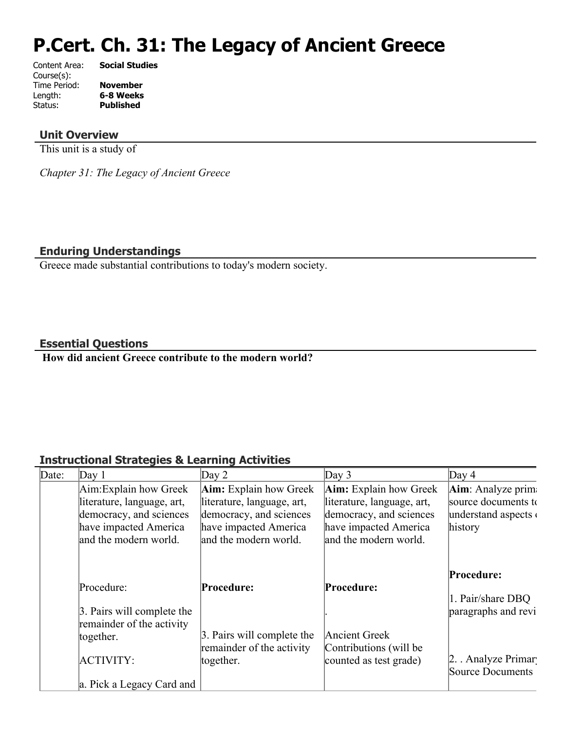# P.Cert. Ch. 31: The Legacy of Ancient Greece

Content Area: **Social Studies**
Course(s):
Time Period: **November**
Length: **6-8 Weeks**
Status: **Published**

## Unit Overview

This unit is a study of

*Chapter 31: The Legacy of Ancient Greece*

## Enduring Understandings

Greece made substantial contributions to today's modern society.

## Essential Questions

**How did ancient Greece contribute to the modern world?**

## Instructional Strategies & Learning Activities

| Date: | Day 1 | Day 2 | Day 3 | Day 4 |
|---|---|---|---|---|
| | Aim:Explain how Greek literature, language, art, democracy, and sciences have impacted America and the modern world.<br><br>Procedure:<br><br>3. Pairs will complete the remainder of the activity together.<br><br>ACTIVITY:<br><br>a. Pick a Legacy Card and | **Aim:** Explain how Greek literature, language, art, democracy, and sciences have impacted America and the modern world.<br><br>**Procedure:**<br><br>3. Pairs will complete the remainder of the activity together. | **Aim:** Explain how Greek literature, language, art, democracy, and sciences have impacted America and the modern world.<br><br>**Procedure:**<br><br>.<br><br>Ancient Greek Contributions (will be counted as test grade) | **Aim**: Analyze prima source documents to understand aspects o history<br><br>**Procedure:**<br><br>1. Pair/share DBQ paragraphs and revi<br><br>2. . Analyze Primar Source Documents |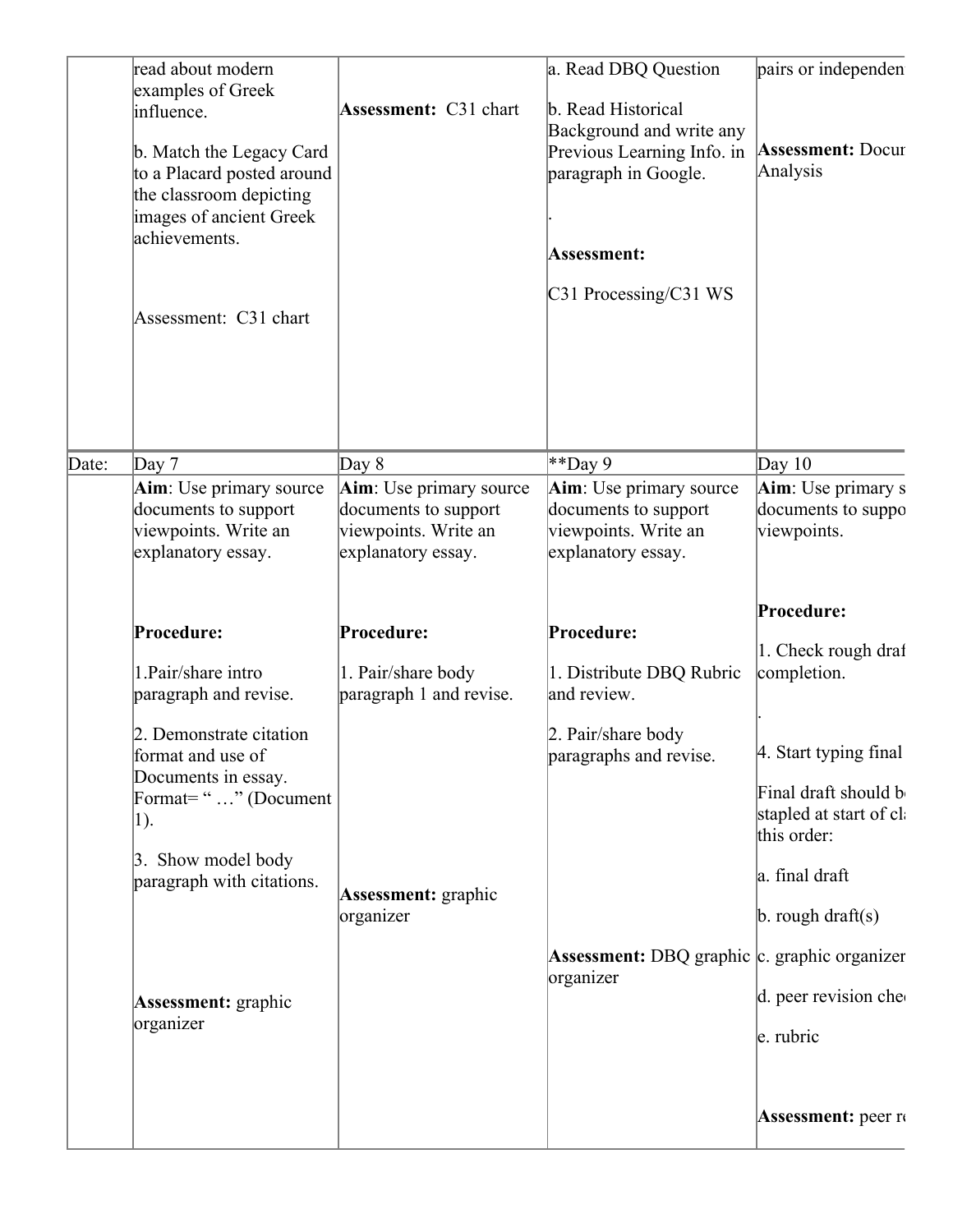|  |  |  |  |  |
|---|---|---|---|---|
|  | read about modern examples of Greek influence.<br><br>b. Match the Legacy Card to a Placard posted around the classroom depicting images of ancient Greek achievements.<br><br>Assessment: C31 chart | **Assessment:** C31 chart | a. Read DBQ Question<br><br>b. Read Historical Background and write any Previous Learning Info. in paragraph in Google.<br><br>.<br><br>**Assessment:**<br><br>C31 Processing/C31 WS | pairs or independen<br><br>**Assessment:** Docur Analysis |
| Date: | Day 7 | Day 8 | **Day 9 | Day 10 |
|  | **Aim**: Use primary source documents to support viewpoints. Write an explanatory essay.<br><br>**Procedure:**<br><br>1.Pair/share intro paragraph and revise.<br><br>2. Demonstrate citation format and use of Documents in essay. Format= " …" (Document 1).<br><br>3. Show model body paragraph with citations.<br><br>**Assessment:** graphic organizer | **Aim**: Use primary source documents to support viewpoints. Write an explanatory essay.<br><br>**Procedure:**<br><br>1. Pair/share body paragraph 1 and revise.<br><br>**Assessment:** graphic organizer | **Aim**: Use primary source documents to support viewpoints. Write an explanatory essay.<br><br>**Procedure:**<br><br>1. Distribute DBQ Rubric and review.<br><br>2. Pair/share body paragraphs and revise.<br><br>**Assessment:** DBQ graphic organizer | **Aim**: Use primary s documents to suppo viewpoints.<br><br>**Procedure:**<br><br>1. Check rough draf completion.<br><br>.<br><br>4. Start typing final<br><br>Final draft should b stapled at start of cl this order:<br><br>a. final draft<br><br>b. rough draft(s)<br><br>c. graphic organizer<br><br>d. peer revision che<br><br>e. rubric<br><br>**Assessment:** peer r |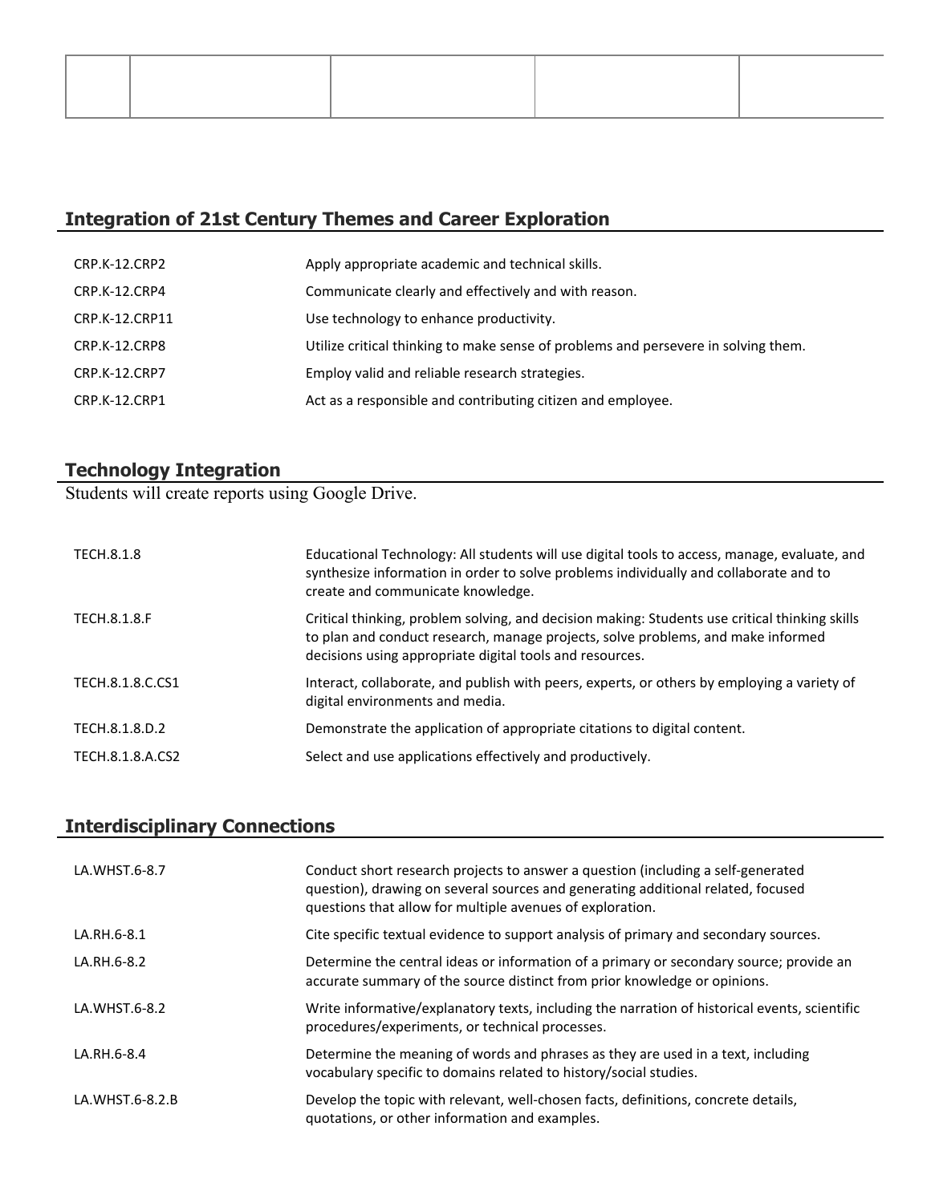| | | | | |
|---|---|---|---|---|
| | | | | |

## Integration of 21st Century Themes and Career Exploration

| | |
|---|---|
| CRP.K-12.CRP2 | Apply appropriate academic and technical skills. |
| CRP.K-12.CRP4 | Communicate clearly and effectively and with reason. |
| CRP.K-12.CRP11 | Use technology to enhance productivity. |
| CRP.K-12.CRP8 | Utilize critical thinking to make sense of problems and persevere in solving them. |
| CRP.K-12.CRP7 | Employ valid and reliable research strategies. |
| CRP.K-12.CRP1 | Act as a responsible and contributing citizen and employee. |

## Technology Integration

Students will create reports using Google Drive.

| | |
|---|---|
| TECH.8.1.8 | Educational Technology: All students will use digital tools to access, manage, evaluate, and synthesize information in order to solve problems individually and collaborate and to create and communicate knowledge. |
| TECH.8.1.8.F | Critical thinking, problem solving, and decision making: Students use critical thinking skills to plan and conduct research, manage projects, solve problems, and make informed decisions using appropriate digital tools and resources. |
| TECH.8.1.8.C.CS1 | Interact, collaborate, and publish with peers, experts, or others by employing a variety of digital environments and media. |
| TECH.8.1.8.D.2 | Demonstrate the application of appropriate citations to digital content. |
| TECH.8.1.8.A.CS2 | Select and use applications effectively and productively. |

## Interdisciplinary Connections

| | |
|---|---|
| LA.WHST.6-8.7 | Conduct short research projects to answer a question (including a self-generated question), drawing on several sources and generating additional related, focused questions that allow for multiple avenues of exploration. |
| LA.RH.6-8.1 | Cite specific textual evidence to support analysis of primary and secondary sources. |
| LA.RH.6-8.2 | Determine the central ideas or information of a primary or secondary source; provide an accurate summary of the source distinct from prior knowledge or opinions. |
| LA.WHST.6-8.2 | Write informative/explanatory texts, including the narration of historical events, scientific procedures/experiments, or technical processes. |
| LA.RH.6-8.4 | Determine the meaning of words and phrases as they are used in a text, including vocabulary specific to domains related to history/social studies. |
| LA.WHST.6-8.2.B | Develop the topic with relevant, well-chosen facts, definitions, concrete details, quotations, or other information and examples. |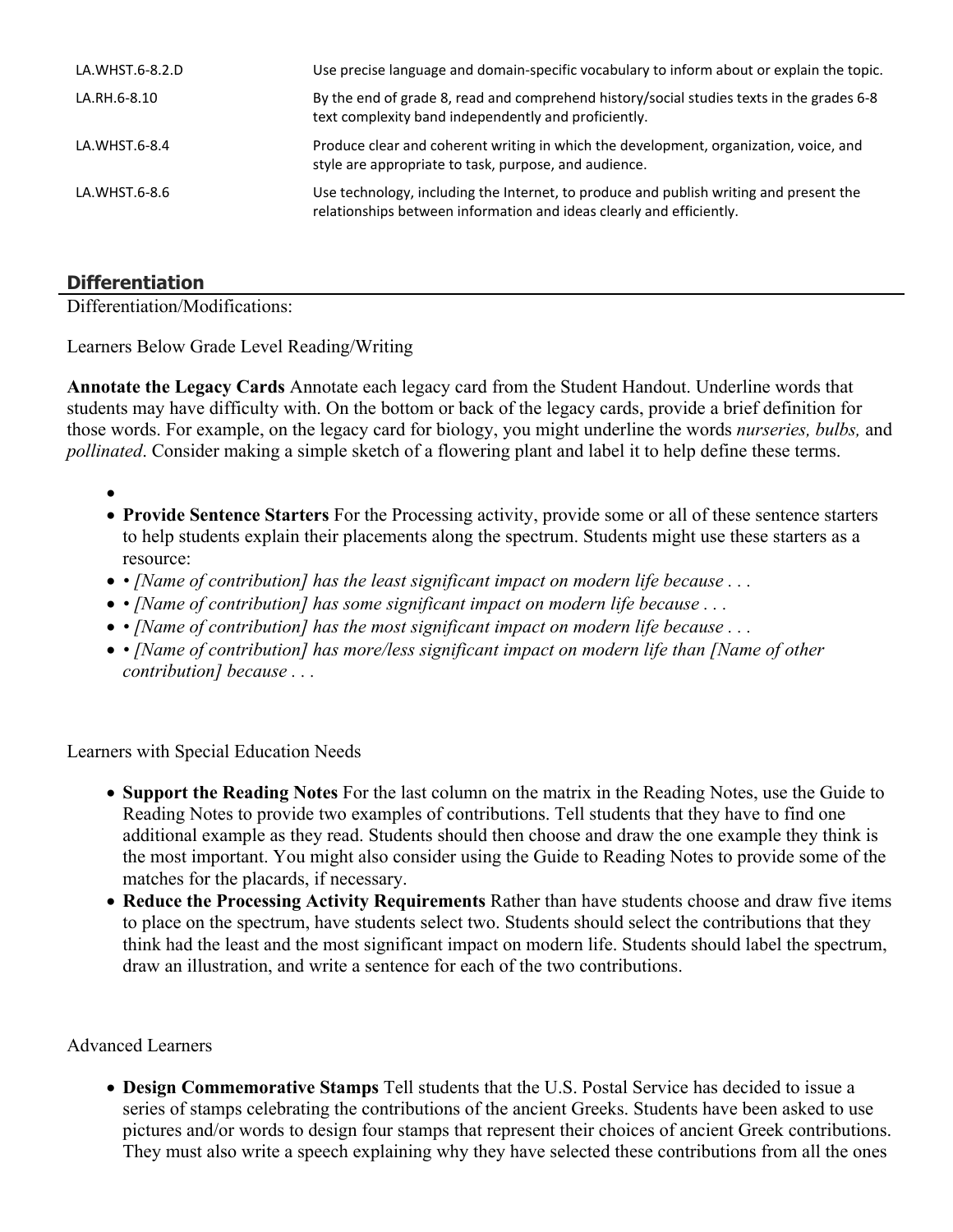| | |
|---|---|
| LA.WHST.6-8.2.D | Use precise language and domain-specific vocabulary to inform about or explain the topic. |
| LA.RH.6-8.10 | By the end of grade 8, read and comprehend history/social studies texts in the grades 6-8 text complexity band independently and proficiently. |
| LA.WHST.6-8.4 | Produce clear and coherent writing in which the development, organization, voice, and style are appropriate to task, purpose, and audience. |
| LA.WHST.6-8.6 | Use technology, including the Internet, to produce and publish writing and present the relationships between information and ideas clearly and efficiently. |

## Differentiation

Differentiation/Modifications:

Learners Below Grade Level Reading/Writing

**Annotate the Legacy Cards** Annotate each legacy card from the Student Handout. Underline words that students may have difficulty with. On the bottom or back of the legacy cards, provide a brief definition for those words. For example, on the legacy card for biology, you might underline the words *nurseries, bulbs,* and *pollinated*. Consider making a simple sketch of a flowering plant and label it to help define these terms.

- 
- **Provide Sentence Starters** For the Processing activity, provide some or all of these sentence starters to help students explain their placements along the spectrum. Students might use these starters as a resource:
- • *[Name of contribution] has the least significant impact on modern life because . . .*
- • *[Name of contribution] has some significant impact on modern life because . . .*
- • *[Name of contribution] has the most significant impact on modern life because . . .*
- • *[Name of contribution] has more/less significant impact on modern life than [Name of other contribution] because . . .*

Learners with Special Education Needs

- **Support the Reading Notes** For the last column on the matrix in the Reading Notes, use the Guide to Reading Notes to provide two examples of contributions. Tell students that they have to find one additional example as they read. Students should then choose and draw the one example they think is the most important. You might also consider using the Guide to Reading Notes to provide some of the matches for the placards, if necessary.
- **Reduce the Processing Activity Requirements** Rather than have students choose and draw five items to place on the spectrum, have students select two. Students should select the contributions that they think had the least and the most significant impact on modern life. Students should label the spectrum, draw an illustration, and write a sentence for each of the two contributions.

Advanced Learners

- **Design Commemorative Stamps** Tell students that the U.S. Postal Service has decided to issue a series of stamps celebrating the contributions of the ancient Greeks. Students have been asked to use pictures and/or words to design four stamps that represent their choices of ancient Greek contributions. They must also write a speech explaining why they have selected these contributions from all the ones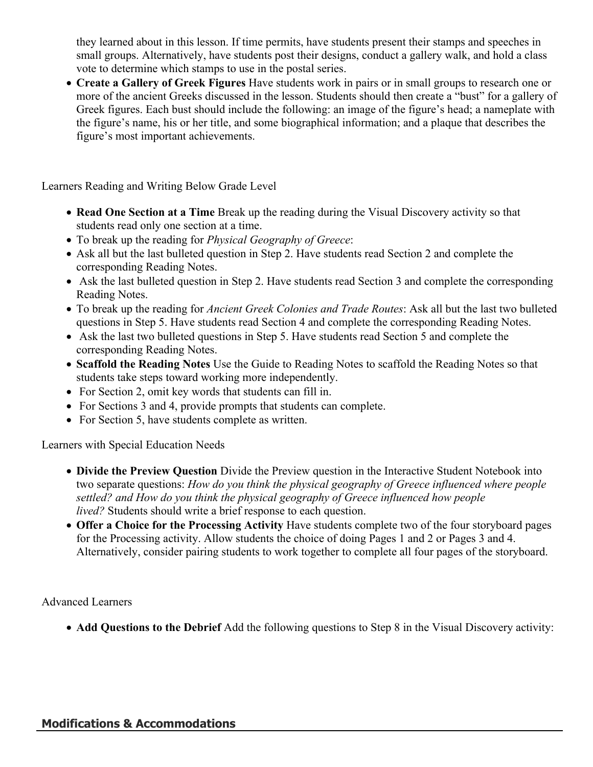they learned about in this lesson. If time permits, have students present their stamps and speeches in small groups. Alternatively, have students post their designs, conduct a gallery walk, and hold a class vote to determine which stamps to use in the postal series.

- **Create a Gallery of Greek Figures** Have students work in pairs or in small groups to research one or more of the ancient Greeks discussed in the lesson. Students should then create a "bust" for a gallery of Greek figures. Each bust should include the following: an image of the figure's head; a nameplate with the figure's name, his or her title, and some biographical information; and a plaque that describes the figure's most important achievements.

Learners Reading and Writing Below Grade Level

- **Read One Section at a Time** Break up the reading during the Visual Discovery activity so that students read only one section at a time.
- To break up the reading for *Physical Geography of Greece*:
- Ask all but the last bulleted question in Step 2. Have students read Section 2 and complete the corresponding Reading Notes.
- Ask the last bulleted question in Step 2. Have students read Section 3 and complete the corresponding Reading Notes.
- To break up the reading for *Ancient Greek Colonies and Trade Routes*: Ask all but the last two bulleted questions in Step 5. Have students read Section 4 and complete the corresponding Reading Notes.
- Ask the last two bulleted questions in Step 5. Have students read Section 5 and complete the corresponding Reading Notes.
- **Scaffold the Reading Notes** Use the Guide to Reading Notes to scaffold the Reading Notes so that students take steps toward working more independently.
- For Section 2, omit key words that students can fill in.
- For Sections 3 and 4, provide prompts that students can complete.
- For Section 5, have students complete as written.

Learners with Special Education Needs

- **Divide the Preview Question** Divide the Preview question in the Interactive Student Notebook into two separate questions: *How do you think the physical geography of Greece influenced where people settled? and How do you think the physical geography of Greece influenced how people lived?* Students should write a brief response to each question.
- **Offer a Choice for the Processing Activity** Have students complete two of the four storyboard pages for the Processing activity. Allow students the choice of doing Pages 1 and 2 or Pages 3 and 4. Alternatively, consider pairing students to work together to complete all four pages of the storyboard.

Advanced Learners

- **Add Questions to the Debrief** Add the following questions to Step 8 in the Visual Discovery activity:

## Modifications & Accommodations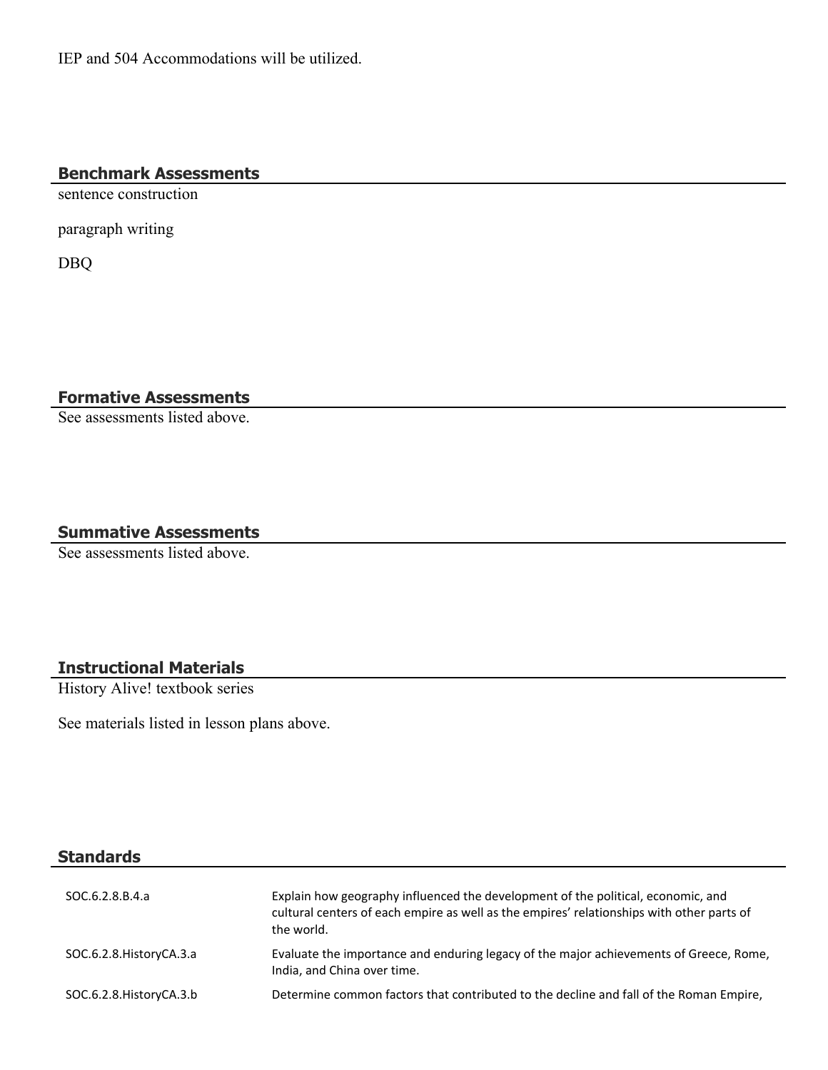IEP and 504 Accommodations will be utilized.

## Benchmark Assessments

sentence construction

paragraph writing

DBQ

## Formative Assessments

See assessments listed above.

## Summative Assessments

See assessments listed above.

## Instructional Materials

History Alive! textbook series

See materials listed in lesson plans above.

## Standards

| | |
|---|---|
| SOC.6.2.8.B.4.a | Explain how geography influenced the development of the political, economic, and cultural centers of each empire as well as the empires' relationships with other parts of the world. |
| SOC.6.2.8.HistoryCA.3.a | Evaluate the importance and enduring legacy of the major achievements of Greece, Rome, India, and China over time. |
| SOC.6.2.8.HistoryCA.3.b | Determine common factors that contributed to the decline and fall of the Roman Empire, |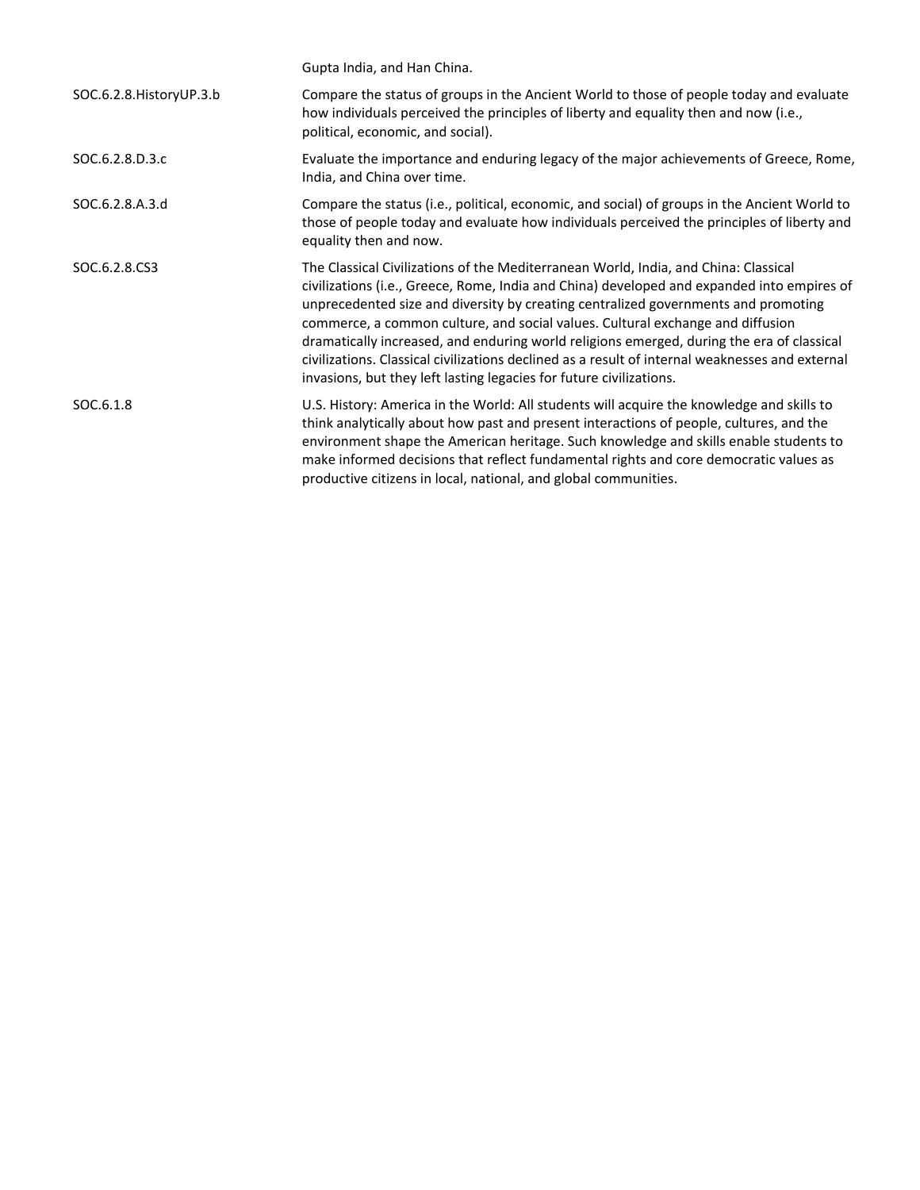| | |
|---|---|
| | Gupta India, and Han China. |
| SOC.6.2.8.HistoryUP.3.b | Compare the status of groups in the Ancient World to those of people today and evaluate how individuals perceived the principles of liberty and equality then and now (i.e., political, economic, and social). |
| SOC.6.2.8.D.3.c | Evaluate the importance and enduring legacy of the major achievements of Greece, Rome, India, and China over time. |
| SOC.6.2.8.A.3.d | Compare the status (i.e., political, economic, and social) of groups in the Ancient World to those of people today and evaluate how individuals perceived the principles of liberty and equality then and now. |
| SOC.6.2.8.CS3 | The Classical Civilizations of the Mediterranean World, India, and China: Classical civilizations (i.e., Greece, Rome, India and China) developed and expanded into empires of unprecedented size and diversity by creating centralized governments and promoting commerce, a common culture, and social values. Cultural exchange and diffusion dramatically increased, and enduring world religions emerged, during the era of classical civilizations. Classical civilizations declined as a result of internal weaknesses and external invasions, but they left lasting legacies for future civilizations. |
| SOC.6.1.8 | U.S. History: America in the World: All students will acquire the knowledge and skills to think analytically about how past and present interactions of people, cultures, and the environment shape the American heritage. Such knowledge and skills enable students to make informed decisions that reflect fundamental rights and core democratic values as productive citizens in local, national, and global communities. |